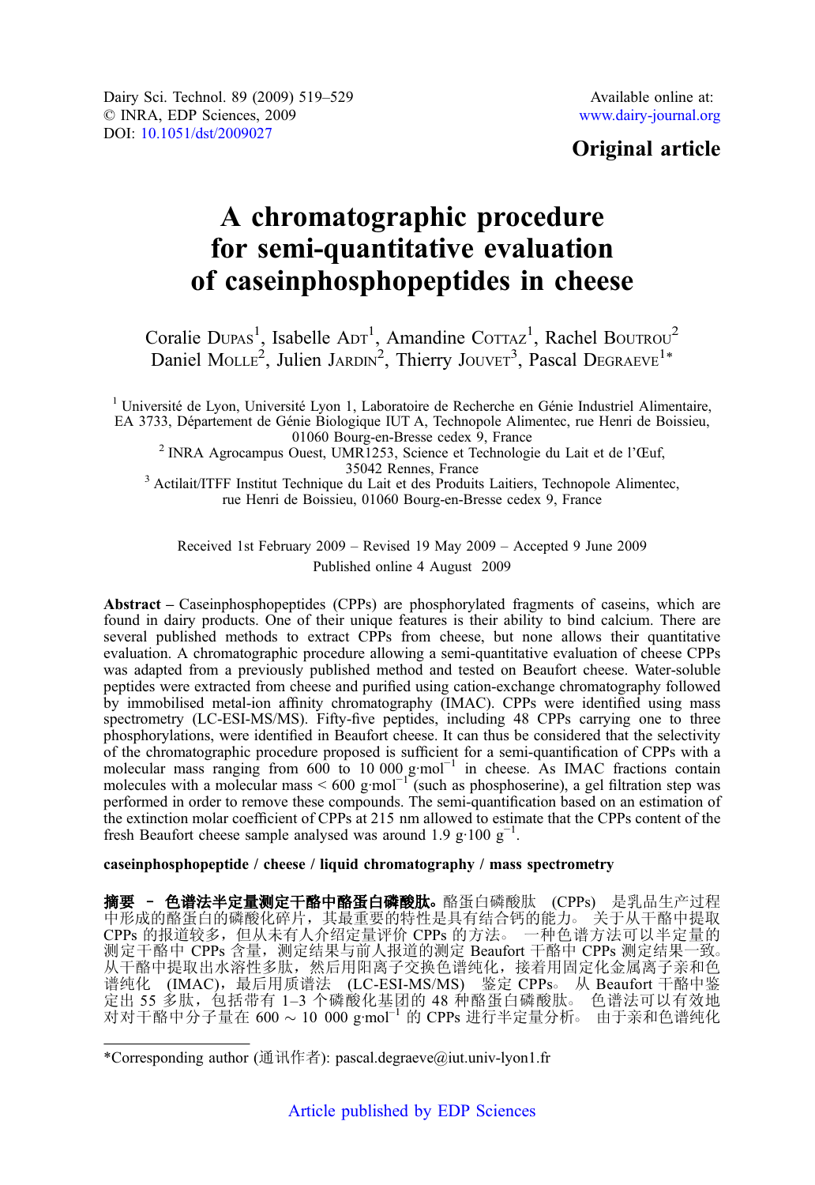Dairy Sci. Technol. 89 (2009) 519–529
© INRA, EDP Sciences, 2009
DOI: 10.1051/dst/2009027

Available online at:
www.dairy-journal.org

**Original article**

# A chromatographic procedure for semi-quantitative evaluation of caseinphosphopeptides in cheese

Coralie Dupas[1], Isabelle Adt[1], Amandine Cottaz[1], Rachel Boutrou[2], Daniel Mollé[2], Julien Jardin[2], Thierry Jouvet[3], Pascal Degraeve[1]*

[1] Université de Lyon, Université Lyon 1, Laboratoire de Recherche en Génie Industriel Alimentaire, EA 3733, Département de Génie Biologique IUT A, Technopole Alimentec, rue Henri de Boissieu, 01060 Bourg-en-Bresse cedex 9, France

[2] INRA Agrocampus Ouest, UMR1253, Science et Technologie du Lait et de l'Œuf, 35042 Rennes, France

[3] Actilait/ITFF Institut Technique du Lait et des Produits Laitiers, Technopole Alimentec, rue Henri de Boissieu, 01060 Bourg-en-Bresse cedex 9, France

Received 1st February 2009 – Revised 19 May 2009 – Accepted 9 June 2009
Published online 4 August 2009

**Abstract** – Caseinphosphopeptides (CPPs) are phosphorylated fragments of caseins, which are found in dairy products. One of their unique features is their ability to bind calcium. There are several published methods to extract CPPs from cheese, but none allows their quantitative evaluation. A chromatographic procedure allowing a semi-quantitative evaluation of cheese CPPs was adapted from a previously published method and tested on Beaufort cheese. Water-soluble peptides were extracted from cheese and purified using cation-exchange chromatography followed by immobilised metal-ion affinity chromatography (IMAC). CPPs were identified using mass spectrometry (LC-ESI-MS/MS). Fifty-five peptides, including 48 CPPs carrying one to three phosphorylations, were identified in Beaufort cheese. It can thus be considered that the selectivity of the chromatographic procedure proposed is sufficient for a semi-quantification of CPPs with a molecular mass ranging from 600 to 10 000 $g \cdot mol^{-1}$ in cheese. As IMAC fractions contain molecules with a molecular mass < 600 $g \cdot mol^{-1}$ (such as phosphoserine), a gel filtration step was performed in order to remove these compounds. The semi-quantification based on an estimation of the extinction molar coefficient of CPPs at 215 nm allowed to estimate that the CPPs content of the fresh Beaufort cheese sample analysed was around 1.9 $g \cdot 100\ g^{-1}$.

**caseinphosphopeptide / cheese / liquid chromatography / mass spectrometry**

**摘要 – 色谱法半定量测定干酪中酪蛋白磷酸肽。**酪蛋白磷酸肽 (CPPs) 是乳品生产过程中形成的酪蛋白的磷酸化碎片，其最重要的特性是具有结合钙的能力。关于从干酪中提取 CPPs 的报道较多，但从未有人介绍定量评价 CPPs 的方法。一种色谱方法可以半定量的测定干酪中 CPPs 含量，测定结果与前人报道的测定 Beaufort 干酪中 CPPs 测定结果一致。从干酪中提取出水溶性多肽，然后用阳离子交换色谱纯化，接着用固定化金属离子亲和色谱纯化 (IMAC)，最后用质谱法 (LC-ESI-MS/MS) 鉴定 CPPs。从 Beaufort 干酪中鉴定出 55 多肽，包括带有 1–3 个磷酸化基团的 48 种酪蛋白磷酸肽。色谱法可以有效地对对干酪中分子量在 600 ~ 10 000 $g \cdot mol^{-1}$ 的 CPPs 进行半定量分析。由于亲和色谱纯化

*Corresponding author (通讯作者): pascal.degraeve@iut.univ-lyon1.fr

Article published by EDP Sciences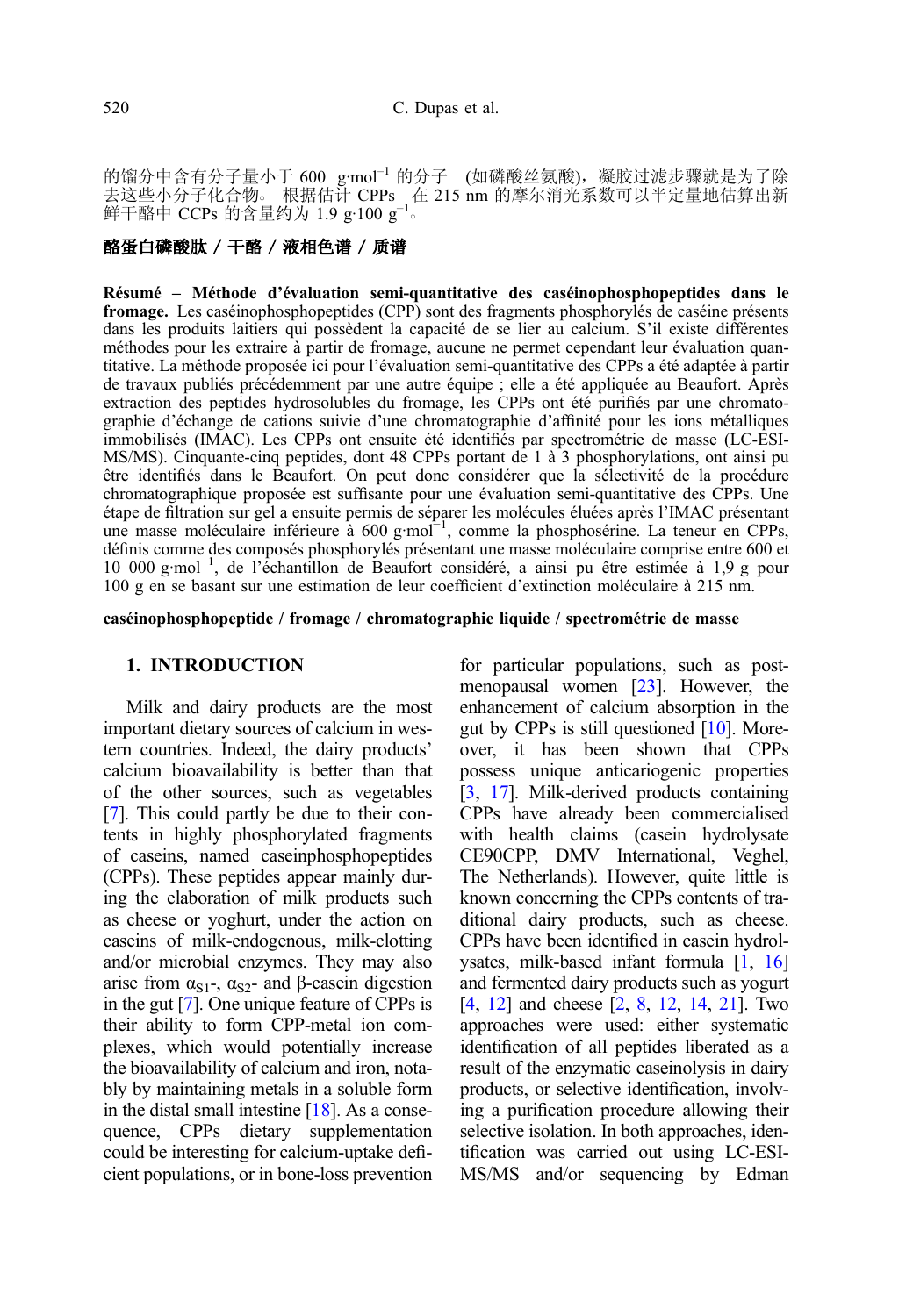的馏分中含有分子量小于 600 g·mol$^{-1}$ 的分子 (如磷酸丝氨酸)，凝胶过滤步骤就是为了除去这些小分子化合物。根据估计 CPPs 在 215 nm 的摩尔消光系数可以半定量地估算出新鲜干酪中 CCPs 的含量约为 1.9 g·100 g$^{-1}$。

**酪蛋白磷酸肽 / 干酪 / 液相色谱 / 质谱**

**Résumé – Méthode d'évaluation semi-quantitative des caséinophosphopeptides dans le fromage.** Les caséinophosphopeptides (CPP) sont des fragments phosphorylés de caséine présents dans les produits laitiers qui possèdent la capacité de se lier au calcium. S'il existe différentes méthodes pour les extraire à partir de fromage, aucune ne permet cependant leur évaluation quantitative. La méthode proposée ici pour l'évaluation semi-quantitative des CPPs a été adaptée à partir de travaux publiés précédemment par une autre équipe ; elle a été appliquée au Beaufort. Après extraction des peptides hydrosolubles du fromage, les CPPs ont été purifiés par une chromatographie d'échange de cations suivie d'une chromatographie d'affinité pour les ions métalliques immobilisés (IMAC). Les CPPs ont ensuite été identifiés par spectrométrie de masse (LC-ESI-MS/MS). Cinquante-cinq peptides, dont 48 CPPs portant de 1 à 3 phosphorylations, ont ainsi pu être identifiés dans le Beaufort. On peut donc considérer que la sélectivité de la procédure chromatographique proposée est suffisante pour une évaluation semi-quantitative des CPPs. Une étape de filtration sur gel a ensuite permis de séparer les molécules éluées après l'IMAC présentant une masse moléculaire inférieure à 600 g·mol$^{-1}$, comme la phosphosérine. La teneur en CPPs, définis comme des composés phosphorylés présentant une masse moléculaire comprise entre 600 et 10 000 g·mol$^{-1}$, de l'échantillon de Beaufort considéré, a ainsi pu être estimée à 1,9 g pour 100 g en se basant sur une estimation de leur coefficient d'extinction moléculaire à 215 nm.

**caséinophosphopeptide / fromage / chromatographie liquide / spectrométrie de masse**

## 1. INTRODUCTION

Milk and dairy products are the most important dietary sources of calcium in western countries. Indeed, the dairy products' calcium bioavailability is better than that of the other sources, such as vegetables [7]. This could partly be due to their contents in highly phosphorylated fragments of caseins, named caseinphosphopeptides (CPPs). These peptides appear mainly during the elaboration of milk products such as cheese or yoghurt, under the action on caseins of milk-endogenous, milk-clotting and/or microbial enzymes. They may also arise from $\alpha_{S1}$-, $\alpha_{S2}$- and β-casein digestion in the gut [7]. One unique feature of CPPs is their ability to form CPP-metal ion complexes, which would potentially increase the bioavailability of calcium and iron, notably by maintaining metals in a soluble form in the distal small intestine [18]. As a consequence, CPPs dietary supplementation could be interesting for calcium-uptake deficient populations, or in bone-loss prevention for particular populations, such as postmenopausal women [23]. However, the enhancement of calcium absorption in the gut by CPPs is still questioned [10]. Moreover, it has been shown that CPPs possess unique anticariogenic properties [3, 17]. Milk-derived products containing CPPs have already been commercialised with health claims (casein hydrolysate CE90CPP, DMV International, Veghel, The Netherlands). However, quite little is known concerning the CPPs contents of traditional dairy products, such as cheese. CPPs have been identified in casein hydrolysates, milk-based infant formula [1, 16] and fermented dairy products such as yogurt [4, 12] and cheese [2, 8, 12, 14, 21]. Two approaches were used: either systematic identification of all peptides liberated as a result of the enzymatic caseinolysis in dairy products, or selective identification, involving a purification procedure allowing their selective isolation. In both approaches, identification was carried out using LC-ESI-MS/MS and/or sequencing by Edman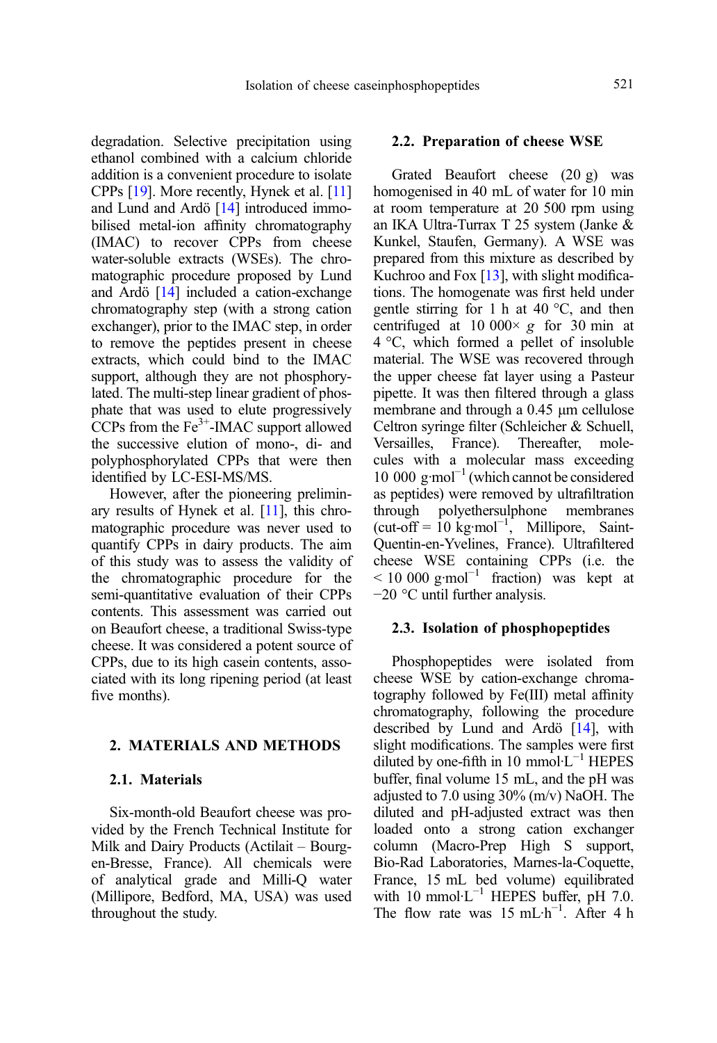degradation. Selective precipitation using ethanol combined with a calcium chloride addition is a convenient procedure to isolate CPPs [19]. More recently, Hynek et al. [11] and Lund and Ardö [14] introduced immobilised metal-ion affinity chromatography (IMAC) to recover CPPs from cheese water-soluble extracts (WSEs). The chromatographic procedure proposed by Lund and Ardö [14] included a cation-exchange chromatography step (with a strong cation exchanger), prior to the IMAC step, in order to remove the peptides present in cheese extracts, which could bind to the IMAC support, although they are not phosphorylated. The multi-step linear gradient of phosphate that was used to elute progressively CCPs from the $Fe^{3+}$-IMAC support allowed the successive elution of mono-, di- and polyphosphorylated CPPs that were then identified by LC-ESI-MS/MS.

However, after the pioneering preliminary results of Hynek et al. [11], this chromatographic procedure was never used to quantify CPPs in dairy products. The aim of this study was to assess the validity of the chromatographic procedure for the semi-quantitative evaluation of their CPPs contents. This assessment was carried out on Beaufort cheese, a traditional Swiss-type cheese. It was considered a potent source of CPPs, due to its high casein contents, associated with its long ripening period (at least five months).

## 2. MATERIALS AND METHODS

### 2.1. Materials

Six-month-old Beaufort cheese was provided by the French Technical Institute for Milk and Dairy Products (Actilait – Bourg-en-Bresse, France). All chemicals were of analytical grade and Milli-Q water (Millipore, Bedford, MA, USA) was used throughout the study.

### 2.2. Preparation of cheese WSE

Grated Beaufort cheese (20 g) was homogenised in 40 mL of water for 10 min at room temperature at 20 500 rpm using an IKA Ultra-Turrax T 25 system (Janke & Kunkel, Staufen, Germany). A WSE was prepared from this mixture as described by Kuchroo and Fox [13], with slight modifications. The homogenate was first held under gentle stirring for 1 h at 40 °C, and then centrifuged at 10 000× *g* for 30 min at 4 °C, which formed a pellet of insoluble material. The WSE was recovered through the upper cheese fat layer using a Pasteur pipette. It was then filtered through a glass membrane and through a 0.45 μm cellulose Celtron syringe filter (Schleicher & Schuell, Versailles, France). Thereafter, molecules with a molecular mass exceeding 10 000 $g \cdot mol^{-1}$ (which cannot be considered as peptides) were removed by ultrafiltration through polyethersulphone membranes (cut-off = 10 $kg \cdot mol^{-1}$, Millipore, Saint-Quentin-en-Yvelines, France). Ultrafiltered cheese WSE containing CPPs (i.e. the < 10 000 $g \cdot mol^{-1}$ fraction) was kept at −20 °C until further analysis.

### 2.3. Isolation of phosphopeptides

Phosphopeptides were isolated from cheese WSE by cation-exchange chromatography followed by Fe(III) metal affinity chromatography, following the procedure described by Lund and Ardö [14], with slight modifications. The samples were first diluted by one-fifth in 10 $mmol \cdot L^{-1}$ HEPES buffer, final volume 15 mL, and the pH was adjusted to 7.0 using 30% (m/v) NaOH. The diluted and pH-adjusted extract was then loaded onto a strong cation exchanger column (Macro-Prep High S support, Bio-Rad Laboratories, Marnes-la-Coquette, France, 15 mL bed volume) equilibrated with 10 $mmol \cdot L^{-1}$ HEPES buffer, pH 7.0. The flow rate was 15 $mL \cdot h^{-1}$. After 4 h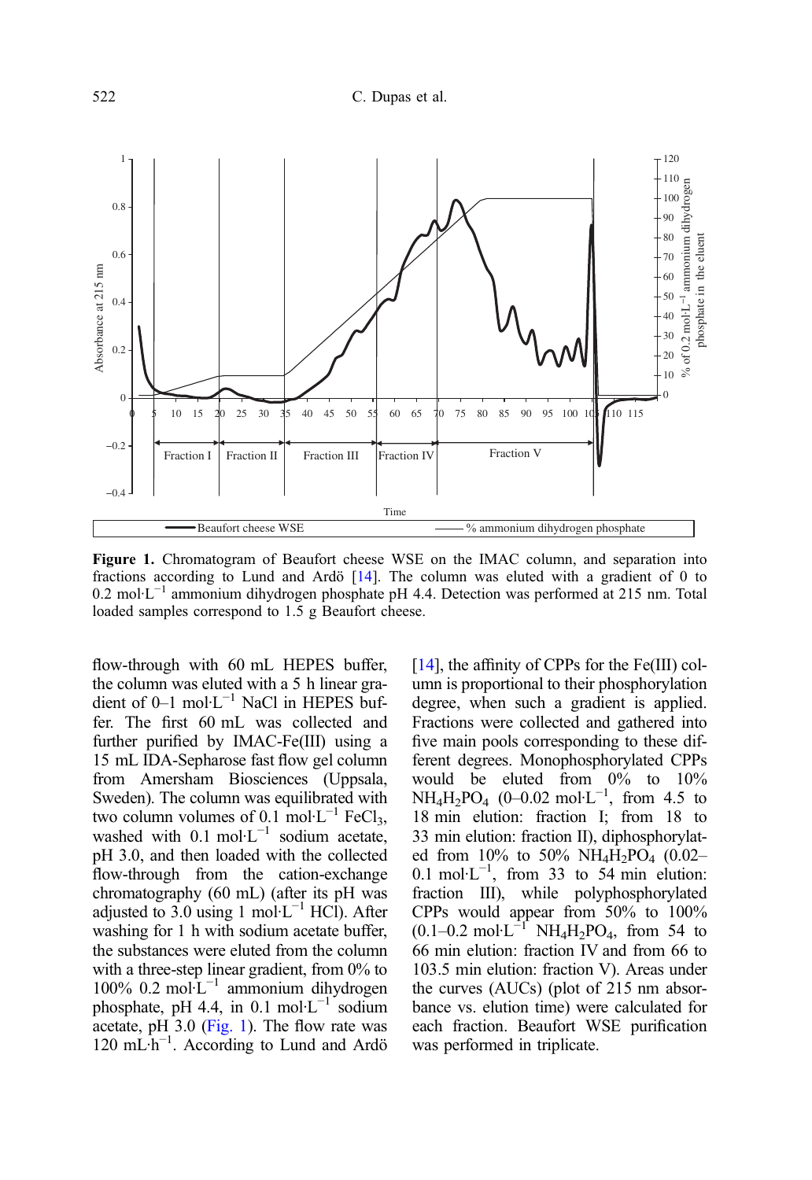**Figure 1.** Chromatogram of Beaufort cheese WSE on the IMAC column, and separation into fractions according to Lund and Ardö [14]. The column was eluted with a gradient of 0 to 0.2 mol·L$^{-1}$ ammonium dihydrogen phosphate pH 4.4. Detection was performed at 215 nm. Total loaded samples correspond to 1.5 g Beaufort cheese.

flow-through with 60 mL HEPES buffer, the column was eluted with a 5 h linear gradient of 0–1 mol·L$^{-1}$ NaCl in HEPES buffer. The first 60 mL was collected and further purified by IMAC-Fe(III) using a 15 mL IDA-Sepharose fast flow gel column from Amersham Biosciences (Uppsala, Sweden). The column was equilibrated with two column volumes of 0.1 mol·L$^{-1}$ $FeCl_3$, washed with 0.1 mol·L$^{-1}$ sodium acetate, pH 3.0, and then loaded with the collected flow-through from the cation-exchange chromatography (60 mL) (after its pH was adjusted to 3.0 using 1 mol·L$^{-1}$ HCl). After washing for 1 h with sodium acetate buffer, the substances were eluted from the column with a three-step linear gradient, from 0% to 100% 0.2 mol·L$^{-1}$ ammonium dihydrogen phosphate, pH 4.4, in 0.1 mol·L$^{-1}$ sodium acetate, pH 3.0 (Fig. 1). The flow rate was 120 mL·h$^{-1}$. According to Lund and Ardö [14], the affinity of CPPs for the Fe(III) column is proportional to their phosphorylation degree, when such a gradient is applied. Fractions were collected and gathered into five main pools corresponding to these different degrees. Monophosphorylated CPPs would be eluted from 0% to 10% $NH_4H_2PO_4$ (0–0.02 mol·L$^{-1}$, from 4.5 to 18 min elution: fraction I; from 18 to 33 min elution: fraction II), diphosphorylated from 10% to 50% $NH_4H_2PO_4$ (0.02–0.1 mol·L$^{-1}$, from 33 to 54 min elution: fraction III), while polyphosphorylated CPPs would appear from 50% to 100% (0.1–0.2 mol·L$^{-1}$ $NH_4H_2PO_4$, from 54 to 66 min elution: fraction IV and from 66 to 103.5 min elution: fraction V). Areas under the curves (AUCs) (plot of 215 nm absorbance vs. elution time) were calculated for each fraction. Beaufort WSE purification was performed in triplicate.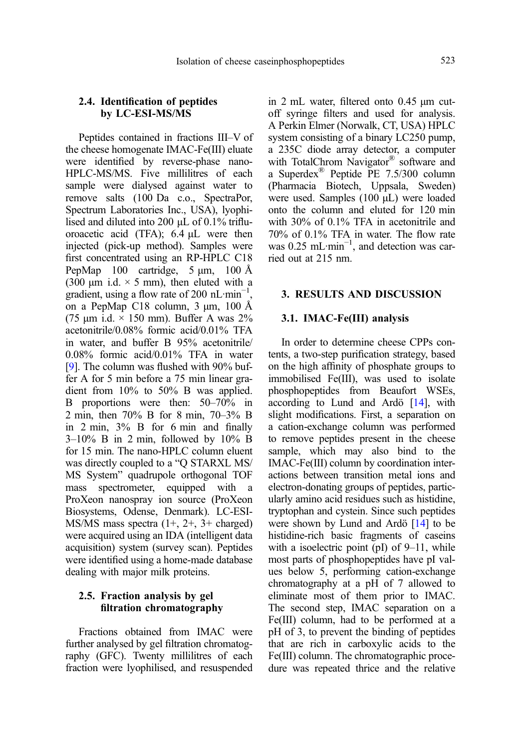### 2.4. Identification of peptides by LC-ESI-MS/MS

Peptides contained in fractions III–V of the cheese homogenate IMAC-Fe(III) eluate were identified by reverse-phase nano-HPLC-MS/MS. Five millilitres of each sample were dialysed against water to remove salts (100 Da c.o., SpectraPor, Spectrum Laboratories Inc., USA), lyophilised and diluted into 200 μL of 0.1% trifluoroacetic acid (TFA); 6.4 μL were then injected (pick-up method). Samples were first concentrated using an RP-HPLC C18 PepMap 100 cartridge, 5 μm, 100 Å (300 μm i.d. × 5 mm), then eluted with a gradient, using a flow rate of 200 nL·min$^{-1}$, on a PepMap C18 column, 3 μm, 100 Å (75 μm i.d. × 150 mm). Buffer A was 2% acetonitrile/0.08% formic acid/0.01% TFA in water, and buffer B 95% acetonitrile/0.08% formic acid/0.01% TFA in water [9]. The column was flushed with 90% buffer A for 5 min before a 75 min linear gradient from 10% to 50% B was applied. B proportions were then: 50–70% in 2 min, then 70% B for 8 min, 70–3% B in 2 min, 3% B for 6 min and finally 3–10% B in 2 min, followed by 10% B for 15 min. The nano-HPLC column eluent was directly coupled to a "Q STARXL MS/MS System" quadrupole orthogonal TOF mass spectrometer, equipped with a ProXeon nanospray ion source (ProXeon Biosystems, Odense, Denmark). LC-ESI-MS/MS mass spectra (1+, 2+, 3+ charged) were acquired using an IDA (intelligent data acquisition) system (survey scan). Peptides were identified using a home-made database dealing with major milk proteins.

### 2.5. Fraction analysis by gel filtration chromatography

Fractions obtained from IMAC were further analysed by gel filtration chromatography (GFC). Twenty millilitres of each fraction were lyophilised, and resuspended in 2 mL water, filtered onto 0.45 μm cut-off syringe filters and used for analysis. A Perkin Elmer (Norwalk, CT, USA) HPLC system consisting of a binary LC250 pump, a 235C diode array detector, a computer with TotalChrom Navigator® software and a Superdex® Peptide PE 7.5/300 column (Pharmacia Biotech, Uppsala, Sweden) were used. Samples (100 μL) were loaded onto the column and eluted for 120 min with 30% of 0.1% TFA in acetonitrile and 70% of 0.1% TFA in water. The flow rate was 0.25 mL·min$^{-1}$, and detection was carried out at 215 nm.

## 3. RESULTS AND DISCUSSION

### 3.1. IMAC-Fe(III) analysis

In order to determine cheese CPPs contents, a two-step purification strategy, based on the high affinity of phosphate groups to immobilised Fe(III), was used to isolate phosphopeptides from Beaufort WSEs, according to Lund and Ardö [14], with slight modifications. First, a separation on a cation-exchange column was performed to remove peptides present in the cheese sample, which may also bind to the IMAC-Fe(III) column by coordination interactions between transition metal ions and electron-donating groups of peptides, particularly amino acid residues such as histidine, tryptophan and cysteine. Since such peptides were shown by Lund and Ardö [14] to be histidine-rich basic fragments of caseins with a isoelectric point (pI) of 9–11, while most parts of phosphopeptides have pI values below 5, performing cation-exchange chromatography at a pH of 7 allowed to eliminate most of them prior to IMAC. The second step, IMAC separation on a Fe(III) column, had to be performed at a pH of 3, to prevent the binding of peptides that are rich in carboxylic acids to the Fe(III) column. The chromatographic procedure was repeated thrice and the relative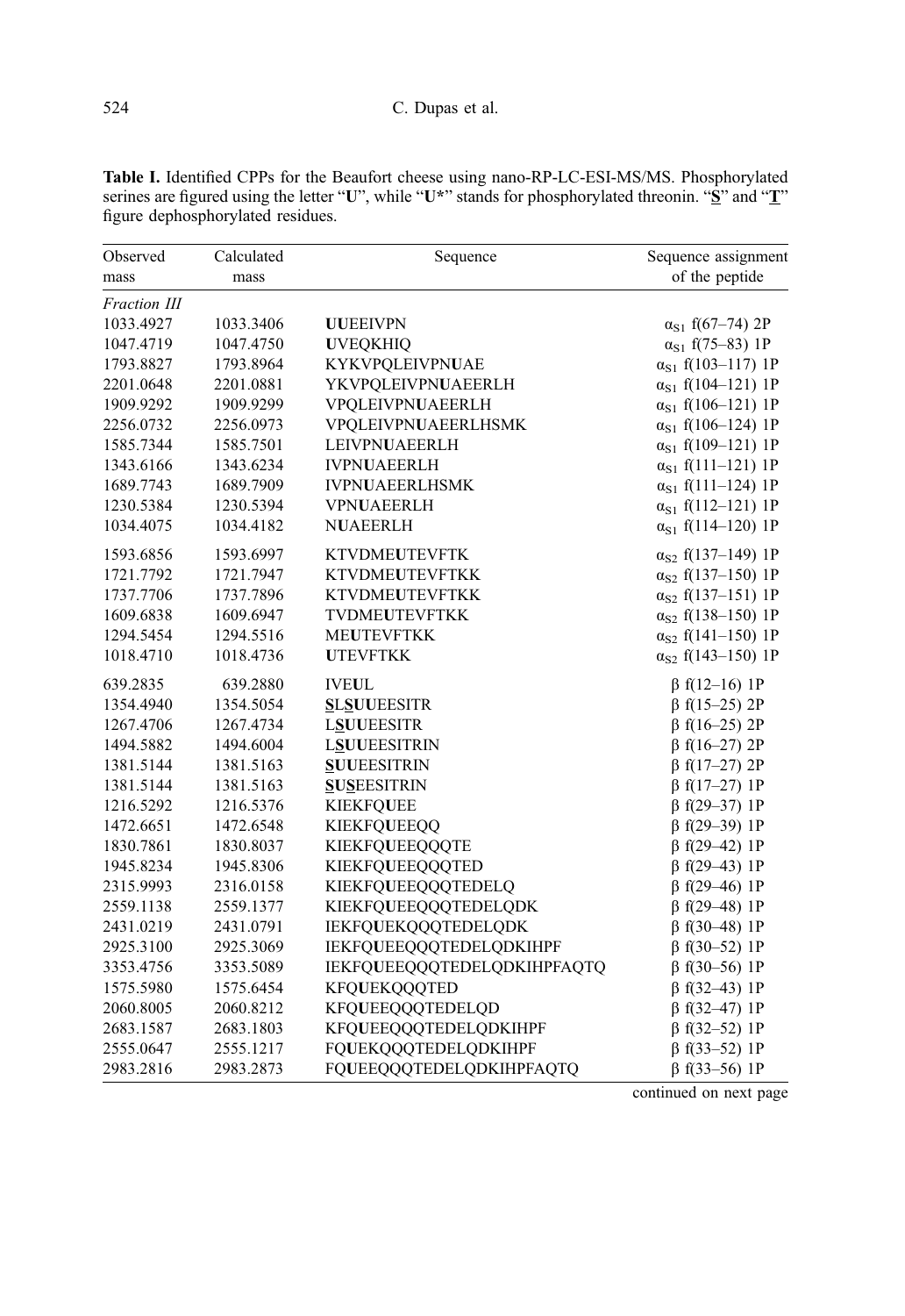**Table I.** Identified CPPs for the Beaufort cheese using nano-RP-LC-ESI-MS/MS. Phosphorylated serines are figured using the letter "**U**", while "**U\***" stands for phosphorylated threonin. "**<u>S</u>**" and "**<u>T</u>**" figure dephosphorylated residues.

| Observed mass | Calculated mass | Sequence | Sequence assignment of the peptide |
|---|---|---|---|
| *Fraction III* | | | |
| 1033.4927 | 1033.3406 | **UU**EEIVPN | $\alpha_{S1}$ f(67–74) 2P |
| 1047.4719 | 1047.4750 | **U**VEQKHIQ | $\alpha_{S1}$ f(75–83) 1P |
| 1793.8827 | 1793.8964 | KYKVPQLEIVPN**U**AE | $\alpha_{S1}$ f(103–117) 1P |
| 2201.0648 | 2201.0881 | YKVPQLEIVPN**U**AEERLH | $\alpha_{S1}$ f(104–121) 1P |
| 1909.9292 | 1909.9299 | VPQLEIVPN**U**AEERLH | $\alpha_{S1}$ f(106–121) 1P |
| 2256.0732 | 2256.0973 | VPQLEIVPN**U**AEERLHSMK | $\alpha_{S1}$ f(106–124) 1P |
| 1585.7344 | 1585.7501 | LEIVPN**U**AEERLH | $\alpha_{S1}$ f(109–121) 1P |
| 1343.6166 | 1343.6234 | IVPN**U**AEERLH | $\alpha_{S1}$ f(111–121) 1P |
| 1689.7743 | 1689.7909 | IVPN**U**AEERLHSMK | $\alpha_{S1}$ f(111–124) 1P |
| 1230.5384 | 1230.5394 | VPN**U**AEERLH | $\alpha_{S1}$ f(112–121) 1P |
| 1034.4075 | 1034.4182 | N**U**AEERLH | $\alpha_{S1}$ f(114–120) 1P |
| 1593.6856 | 1593.6997 | KTVDME**U**TEVFTK | $\alpha_{S2}$ f(137–149) 1P |
| 1721.7792 | 1721.7947 | KTVDME**U**TEVFTKK | $\alpha_{S2}$ f(137–150) 1P |
| 1737.7706 | 1737.7896 | KTVDME**U**TEVFTKK | $\alpha_{S2}$ f(137–151) 1P |
| 1609.6838 | 1609.6947 | TVDME**U**TEVFTKK | $\alpha_{S2}$ f(138–150) 1P |
| 1294.5454 | 1294.5516 | ME**U**TEVFTKK | $\alpha_{S2}$ f(141–150) 1P |
| 1018.4710 | 1018.4736 | **U**TEVFTKK | $\alpha_{S2}$ f(143–150) 1P |
| 639.2835 | 639.2880 | IVE**U**L | β f(12–16) 1P |
| 1354.4940 | 1354.5054 | **<u>S</u>**L**<u>S</u>UU**EESITR | β f(15–25) 2P |
| 1267.4706 | 1267.4734 | L**<u>S</u>UU**EESITR | β f(16–25) 2P |
| 1494.5882 | 1494.6004 | L**<u>S</u>UU**EESITRIN | β f(16–27) 2P |
| 1381.5144 | 1381.5163 | **<u>S</u>UU**EESITRIN | β f(17–27) 2P |
| 1381.5144 | 1381.5163 | **<u>S</u>U<u>S</u>**EESITRIN | β f(17–27) 1P |
| 1216.5292 | 1216.5376 | KIEKFQ**U**EE | β f(29–37) 1P |
| 1472.6651 | 1472.6548 | KIEKFQ**U**EEQQ | β f(29–39) 1P |
| 1830.7861 | 1830.8037 | KIEKFQ**U**EEQQQTE | β f(29–42) 1P |
| 1945.8234 | 1945.8306 | KIEKFQ**U**EEQQQTED | β f(29–43) 1P |
| 2315.9993 | 2316.0158 | KIEKFQ**U**EEQQQTEDELQ | β f(29–46) 1P |
| 2559.1138 | 2559.1377 | KIEKFQ**U**EEQQQTEDELQDK | β f(29–48) 1P |
| 2431.0219 | 2431.0791 | IEKFQ**U**EKQQQTEDELQDK | β f(30–48) 1P |
| 2925.3100 | 2925.3069 | IEKFQ**U**EEQQQTEDELQDKIHPF | β f(30–52) 1P |
| 3353.4756 | 3353.5089 | IEKFQ**U**EEQQQTEDELQDKIHPFAQTQ | β f(30–56) 1P |
| 1575.5980 | 1575.6454 | KFQ**U**EKQQQTED | β f(32–43) 1P |
| 2060.8005 | 2060.8212 | KFQ**U**EEQQQTEDELQD | β f(32–47) 1P |
| 2683.1587 | 2683.1803 | KFQ**U**EEQQQTEDELQDKIHPF | β f(32–52) 1P |
| 2555.0647 | 2555.1217 | FQ**U**EKQQQTEDELQDKIHPF | β f(33–52) 1P |
| 2983.2816 | 2983.2873 | FQ**U**EEQQQTEDELQDKIHPFAQTQ | β f(33–56) 1P |

continued on next page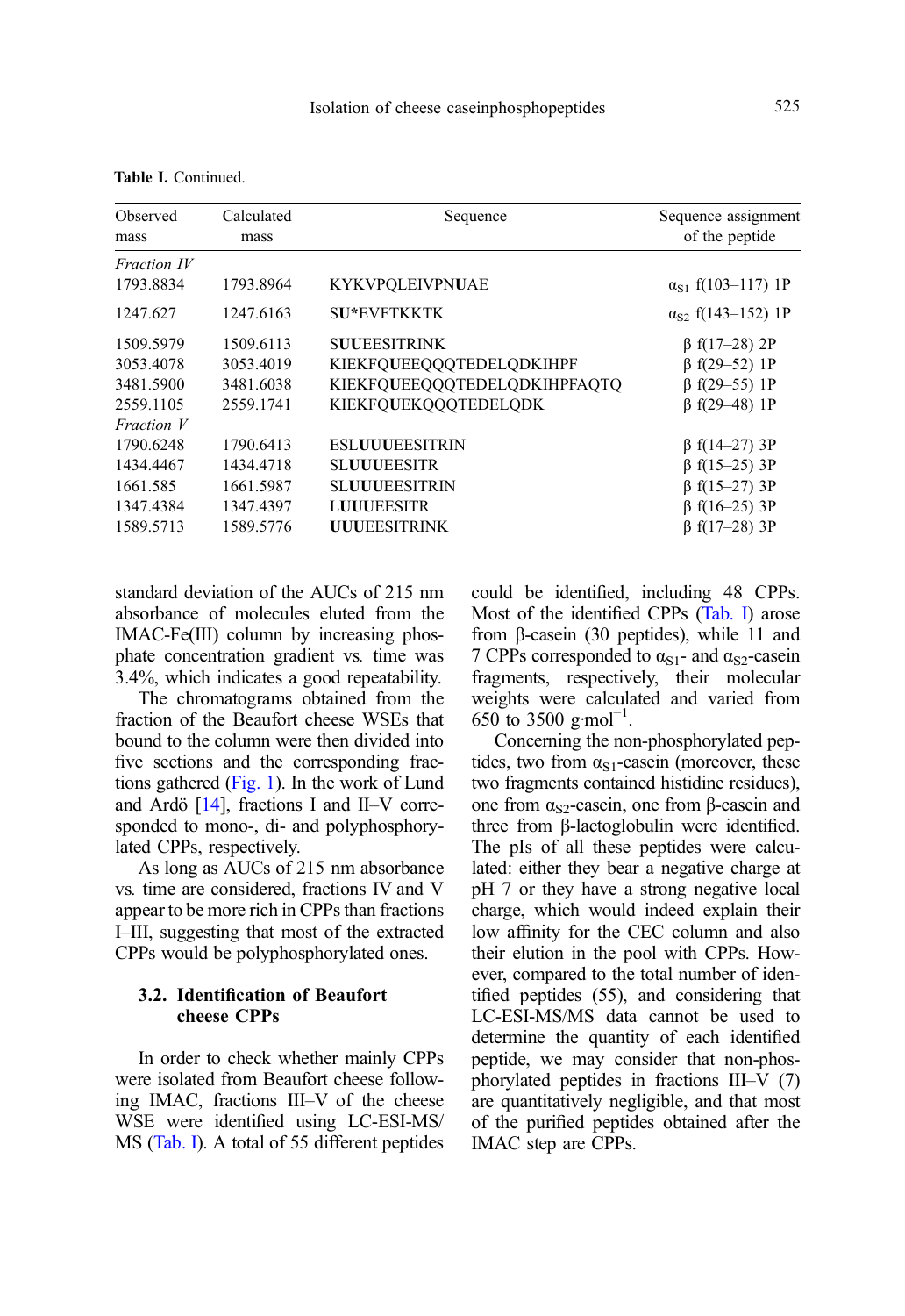**Table I.** Continued.

| Observed mass | Calculated mass | Sequence | Sequence assignment of the peptide |
|---|---|---|---|
| *Fraction IV* | | | |
| 1793.8834 | 1793.8964 | KYKVPQLEIVPN**U**AE | $\alpha_{S1}$ f(103–117) 1P |
| 1247.627 | 1247.6163 | **S**U*EVFTKKTK | $\alpha_{S2}$ f(143–152) 1P |
| 1509.5979 | 1509.6113 | **SU**UEESITRINK | β f(17–28) 2P |
| 3053.4078 | 3053.4019 | KIEKFQ**U**EEQQQTEDELQDKIHPF | β f(29–52) 1P |
| 3481.5900 | 3481.6038 | KIEKFQ**U**EEQQQTEDELQDKIHPFAQTQ | β f(29–55) 1P |
| 2559.1105 | 2559.1741 | KIEKFQ**U**EKQQQTEDELQDK | β f(29–48) 1P |
| *Fraction V* | | | |
| 1790.6248 | 1790.6413 | ESL**UUU**EESITRIN | β f(14–27) 3P |
| 1434.4467 | 1434.4718 | **S**L**UUU**EESITR | β f(15–25) 3P |
| 1661.585 | 1661.5987 | **S**L**UUU**EESITRIN | β f(15–27) 3P |
| 1347.4384 | 1347.4397 | **L**UUUEESITR | β f(16–25) 3P |
| 1589.5713 | 1589.5776 | **UUU**EESITRINK | β f(17–28) 3P |

standard deviation of the AUCs of 215 nm absorbance of molecules eluted from the IMAC-Fe(III) column by increasing phosphate concentration gradient vs. time was 3.4%, which indicates a good repeatability.

The chromatograms obtained from the fraction of the Beaufort cheese WSEs that bound to the column were then divided into five sections and the corresponding fractions gathered (Fig. 1). In the work of Lund and Ardö [14], fractions I and II–V corresponded to mono-, di- and polyphosphorylated CPPs, respectively.

As long as AUCs of 215 nm absorbance vs. time are considered, fractions IV and V appear to be more rich in CPPs than fractions I–III, suggesting that most of the extracted CPPs would be polyphosphorylated ones.

### 3.2. Identification of Beaufort cheese CPPs

In order to check whether mainly CPPs were isolated from Beaufort cheese following IMAC, fractions III–V of the cheese WSE were identified using LC-ESI-MS/MS (Tab. I). A total of 55 different peptides could be identified, including 48 CPPs. Most of the identified CPPs (Tab. I) arose from β-casein (30 peptides), while 11 and 7 CPPs corresponded to $\alpha_{S1}$- and $\alpha_{S2}$-casein fragments, respectively, their molecular weights were calculated and varied from 650 to 3500 $g{\cdot}mol^{-1}$.

Concerning the non-phosphorylated peptides, two from $\alpha_{S1}$-casein (moreover, these two fragments contained histidine residues), one from $\alpha_{S2}$-casein, one from β-casein and three from β-lactoglobulin were identified. The pIs of all these peptides were calculated: either they bear a negative charge at pH 7 or they have a strong negative local charge, which would indeed explain their low affinity for the CEC column and also their elution in the pool with CPPs. However, compared to the total number of identified peptides (55), and considering that LC-ESI-MS/MS data cannot be used to determine the quantity of each identified peptide, we may consider that non-phosphorylated peptides in fractions III–V (7) are quantitatively negligible, and that most of the purified peptides obtained after the IMAC step are CPPs.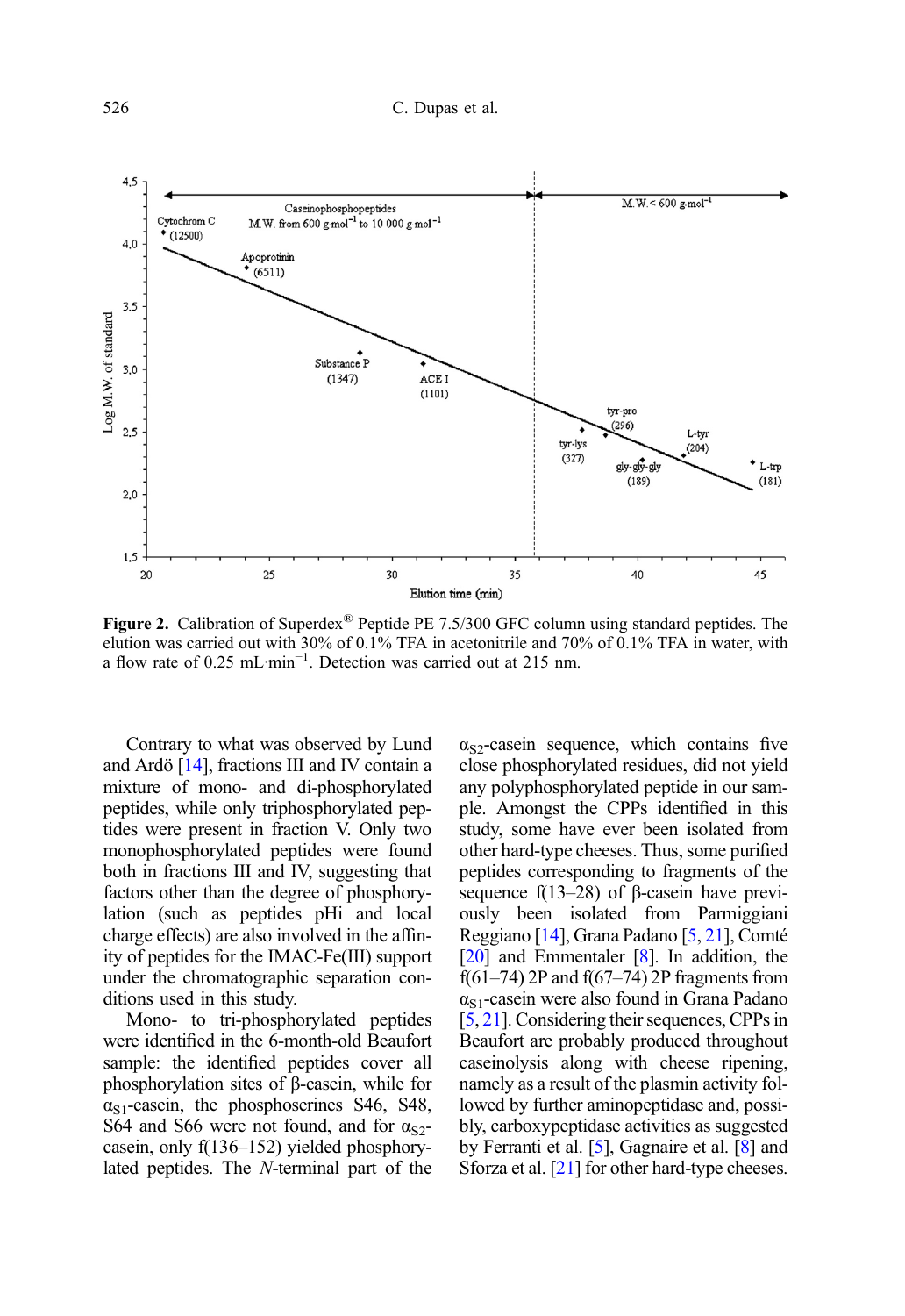**Figure 2.** Calibration of Superdex® Peptide PE 7.5/300 GFC column using standard peptides. The elution was carried out with 30% of 0.1% TFA in acetonitrile and 70% of 0.1% TFA in water, with a flow rate of 0.25 mL·min$^{-1}$. Detection was carried out at 215 nm.

Contrary to what was observed by Lund and Ardö [14], fractions III and IV contain a mixture of mono- and di-phosphorylated peptides, while only triphosphorylated peptides were present in fraction V. Only two monophosphorylated peptides were found both in fractions III and IV, suggesting that factors other than the degree of phosphorylation (such as peptides pHi and local charge effects) are also involved in the affinity of peptides for the IMAC-Fe(III) support under the chromatographic separation conditions used in this study.

Mono- to tri-phosphorylated peptides were identified in the 6-month-old Beaufort sample: the identified peptides cover all phosphorylation sites of β-casein, while for $\alpha_{S1}$-casein, the phosphoserines S46, S48, S64 and S66 were not found, and for $\alpha_{S2}$-casein, only f(136–152) yielded phosphorylated peptides. The *N*-terminal part of the $\alpha_{S2}$-casein sequence, which contains five close phosphorylated residues, did not yield any polyphosphorylated peptide in our sample. Amongst the CPPs identified in this study, some have ever been isolated from other hard-type cheeses. Thus, some purified peptides corresponding to fragments of the sequence f(13–28) of β-casein have previously been isolated from Parmiggiani Reggiano [14], Grana Padano [5, 21], Comté [20] and Emmentaler [8]. In addition, the f(61–74) 2P and f(67–74) 2P fragments from $\alpha_{S1}$-casein were also found in Grana Padano [5, 21]. Considering their sequences, CPPs in Beaufort are probably produced throughout caseinolysis along with cheese ripening, namely as a result of the plasmin activity followed by further aminopeptidase and, possibly, carboxypeptidase activities as suggested by Ferranti et al. [5], Gagnaire et al. [8] and Sforza et al. [21] for other hard-type cheeses.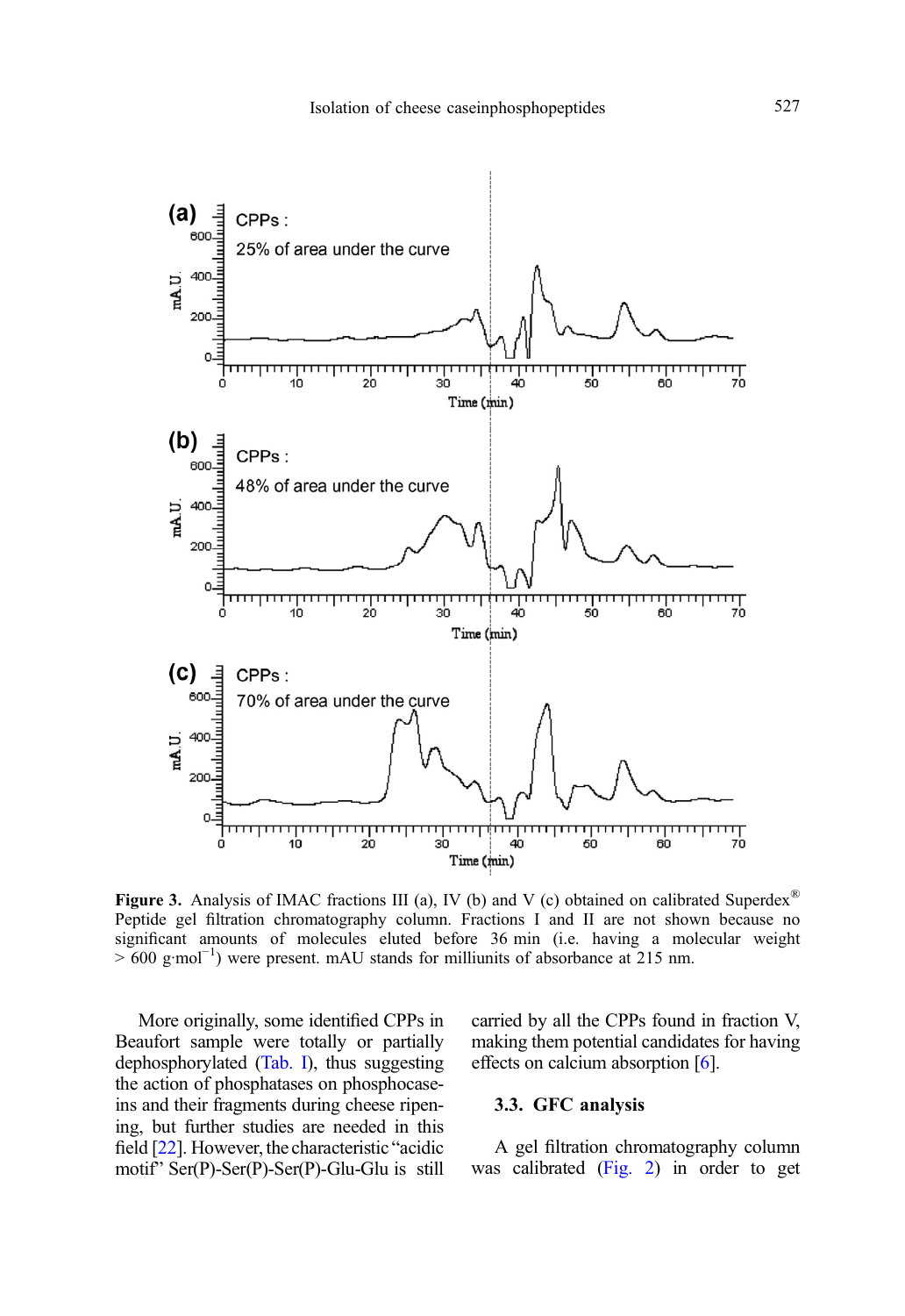**Figure 3.** Analysis of IMAC fractions III (a), IV (b) and V (c) obtained on calibrated Superdex® Peptide gel filtration chromatography column. Fractions I and II are not shown because no significant amounts of molecules eluted before 36 min (i.e. having a molecular weight > 600 g·mol$^{-1}$) were present. mAU stands for milliunits of absorbance at 215 nm.

More originally, some identified CPPs in Beaufort sample were totally or partially dephosphorylated (Tab. I), thus suggesting the action of phosphatases on phosphocaseins and their fragments during cheese ripening, but further studies are needed in this field [22]. However, the characteristic "acidic motif" Ser(P)-Ser(P)-Ser(P)-Glu-Glu is still carried by all the CPPs found in fraction V, making them potential candidates for having effects on calcium absorption [6].

### 3.3. GFC analysis

A gel filtration chromatography column was calibrated (Fig. 2) in order to get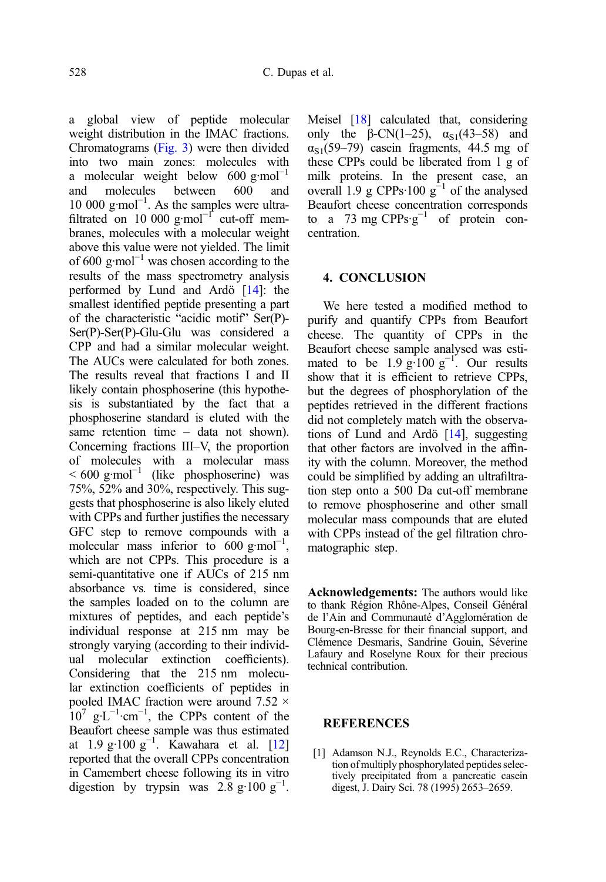a global view of peptide molecular weight distribution in the IMAC fractions. Chromatograms (Fig. 3) were then divided into two main zones: molecules with a molecular weight below 600 $g \cdot mol^{-1}$ and molecules between 600 and 10 000 $g \cdot mol^{-1}$. As the samples were ultrafiltrated on 10 000 $g \cdot mol^{-1}$ cut-off membranes, molecules with a molecular weight above this value were not yielded. The limit of 600 $g \cdot mol^{-1}$ was chosen according to the results of the mass spectrometry analysis performed by Lund and Ardö [14]: the smallest identified peptide presenting a part of the characteristic "acidic motif" Ser(P)-Ser(P)-Ser(P)-Glu-Glu was considered a CPP and had a similar molecular weight. The AUCs were calculated for both zones. The results reveal that fractions I and II likely contain phosphoserine (this hypothesis is substantiated by the fact that a phosphoserine standard is eluted with the same retention time – data not shown). Concerning fractions III–V, the proportion of molecules with a molecular mass < 600 $g \cdot mol^{-1}$ (like phosphoserine) was 75%, 52% and 30%, respectively. This suggests that phosphoserine is also likely eluted with CPPs and further justifies the necessary GFC step to remove compounds with a molecular mass inferior to 600 $g \cdot mol^{-1}$, which are not CPPs. This procedure is a semi-quantitative one if AUCs of 215 nm absorbance vs. time is considered, since the samples loaded on to the column are mixtures of peptides, and each peptide's individual response at 215 nm may be strongly varying (according to their individual molecular extinction coefficients). Considering that the 215 nm molecular extinction coefficients of peptides in pooled IMAC fraction were around 7.52 × $10^7$ $g \cdot L^{-1} \cdot cm^{-1}$, the CPPs content of the Beaufort cheese sample was thus estimated at 1.9 $g \cdot 100\ g^{-1}$. Kawahara et al. [12] reported that the overall CPPs concentration in Camembert cheese following its in vitro digestion by trypsin was 2.8 $g \cdot 100\ g^{-1}$. Meisel [18] calculated that, considering only the β-CN(1–25), $\alpha_{S1}$(43–58) and $\alpha_{S1}$(59–79) casein fragments, 44.5 mg of these CPPs could be liberated from 1 g of milk proteins. In the present case, an overall 1.9 g CPPs·100 $g^{-1}$ of the analysed Beaufort cheese concentration corresponds to a 73 mg CPPs·$g^{-1}$ of protein concentration.

## 4. CONCLUSION

We here tested a modified method to purify and quantify CPPs from Beaufort cheese. The quantity of CPPs in the Beaufort cheese sample analysed was estimated to be 1.9 $g \cdot 100\ g^{-1}$. Our results show that it is efficient to retrieve CPPs, but the degrees of phosphorylation of the peptides retrieved in the different fractions did not completely match with the observations of Lund and Ardö [14], suggesting that other factors are involved in the affinity with the column. Moreover, the method could be simplified by adding an ultrafiltration step onto a 500 Da cut-off membrane to remove phosphoserine and other small molecular mass compounds that are eluted with CPPs instead of the gel filtration chromatographic step.

**Acknowledgements:** The authors would like to thank Région Rhône-Alpes, Conseil Général de l'Ain and Communauté d'Agglomération de Bourg-en-Bresse for their financial support, and Clémence Desmaris, Sandrine Gouin, Séverine Lafaury and Roselyne Roux for their precious technical contribution.

## REFERENCES

[1] Adamson N.J., Reynolds E.C., Characterization of multiply phosphorylated peptides selectively precipitated from a pancreatic casein digest, J. Dairy Sci. 78 (1995) 2653–2659.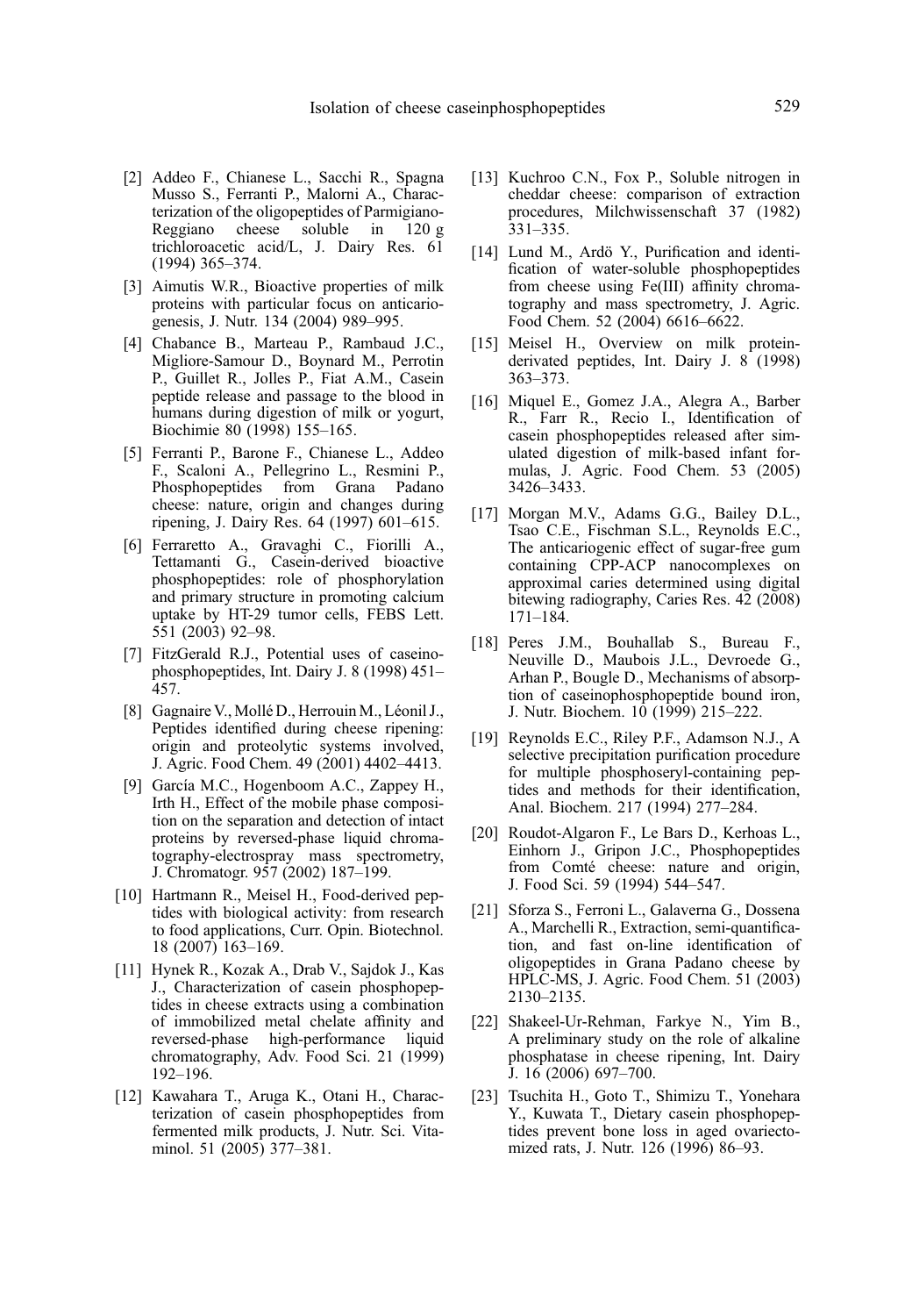[2] Addeo F., Chianese L., Sacchi R., Spagna Musso S., Ferranti P., Malorni A., Characterization of the oligopeptides of Parmigiano-Reggiano cheese soluble in 120 g trichloroacetic acid/L, J. Dairy Res. 61 (1994) 365–374.

[3] Aimutis W.R., Bioactive properties of milk proteins with particular focus on anticariogenesis, J. Nutr. 134 (2004) 989–995.

[4] Chabance B., Marteau P., Rambaud J.C., Migliore-Samour D., Boynard M., Perrotin P., Guillet R., Jolles P., Fiat A.M., Casein peptide release and passage to the blood in humans during digestion of milk or yogurt, Biochimie 80 (1998) 155–165.

[5] Ferranti P., Barone F., Chianese L., Addeo F., Scaloni A., Pellegrino L., Resmini P., Phosphopeptides from Grana Padano cheese: nature, origin and changes during ripening, J. Dairy Res. 64 (1997) 601–615.

[6] Ferraretto A., Gravaghi C., Fiorilli A., Tettamanti G., Casein-derived bioactive phosphopeptides: role of phosphorylation and primary structure in promoting calcium uptake by HT-29 tumor cells, FEBS Lett. 551 (2003) 92–98.

[7] FitzGerald R.J., Potential uses of caseinophosphopeptides, Int. Dairy J. 8 (1998) 451–457.

[8] Gagnaire V., Mollé D., Herrouin M., Léonil J., Peptides identified during cheese ripening: origin and proteolytic systems involved, J. Agric. Food Chem. 49 (2001) 4402–4413.

[9] García M.C., Hogenboom A.C., Zappey H., Irth H., Effect of the mobile phase composition on the separation and detection of intact proteins by reversed-phase liquid chromatography-electrospray mass spectrometry, J. Chromatogr. 957 (2002) 187–199.

[10] Hartmann R., Meisel H., Food-derived peptides with biological activity: from research to food applications, Curr. Opin. Biotechnol. 18 (2007) 163–169.

[11] Hynek R., Kozak A., Drab V., Sajdok J., Kas J., Characterization of casein phosphopeptides in cheese extracts using a combination of immobilized metal chelate affinity and reversed-phase high-performance liquid chromatography, Adv. Food Sci. 21 (1999) 192–196.

[12] Kawahara T., Aruga K., Otani H., Characterization of casein phosphopeptides from fermented milk products, J. Nutr. Sci. Vitaminol. 51 (2005) 377–381.

[13] Kuchroo C.N., Fox P., Soluble nitrogen in cheddar cheese: comparison of extraction procedures, Milchwissenschaft 37 (1982) 331–335.

[14] Lund M., Ardö Y., Purification and identification of water-soluble phosphopeptides from cheese using Fe(III) affinity chromatography and mass spectrometry, J. Agric. Food Chem. 52 (2004) 6616–6622.

[15] Meisel H., Overview on milk protein-derivated peptides, Int. Dairy J. 8 (1998) 363–373.

[16] Miquel E., Gomez J.A., Alegra A., Barber R., Farr R., Recio I., Identification of casein phosphopeptides released after simulated digestion of milk-based infant formulas, J. Agric. Food Chem. 53 (2005) 3426–3433.

[17] Morgan M.V., Adams G.G., Bailey D.L., Tsao C.E., Fischman S.L., Reynolds E.C., The anticariogenic effect of sugar-free gum containing CPP-ACP nanocomplexes on approximal caries determined using digital bitewing radiography, Caries Res. 42 (2008) 171–184.

[18] Peres J.M., Bouhallab S., Bureau F., Neuville D., Maubois J.L., Devroede G., Arhan P., Bougle D., Mechanisms of absorption of caseinophosphopeptide bound iron, J. Nutr. Biochem. 10 (1999) 215–222.

[19] Reynolds E.C., Riley P.F., Adamson N.J., A selective precipitation purification procedure for multiple phosphoseryl-containing peptides and methods for their identification, Anal. Biochem. 217 (1994) 277–284.

[20] Roudot-Algaron F., Le Bars D., Kerhoas L., Einhorn J., Gripon J.C., Phosphopeptides from Comté cheese: nature and origin, J. Food Sci. 59 (1994) 544–547.

[21] Sforza S., Ferroni L., Galaverna G., Dossena A., Marchelli R., Extraction, semi-quantification, and fast on-line identification of oligopeptides in Grana Padano cheese by HPLC-MS, J. Agric. Food Chem. 51 (2003) 2130–2135.

[22] Shakeel-Ur-Rehman, Farkye N., Yim B., A preliminary study on the role of alkaline phosphatase in cheese ripening, Int. Dairy J. 16 (2006) 697–700.

[23] Tsuchita H., Goto T., Shimizu T., Yonehara Y., Kuwata T., Dietary casein phosphopeptides prevent bone loss in aged ovariectomized rats, J. Nutr. 126 (1996) 86–93.